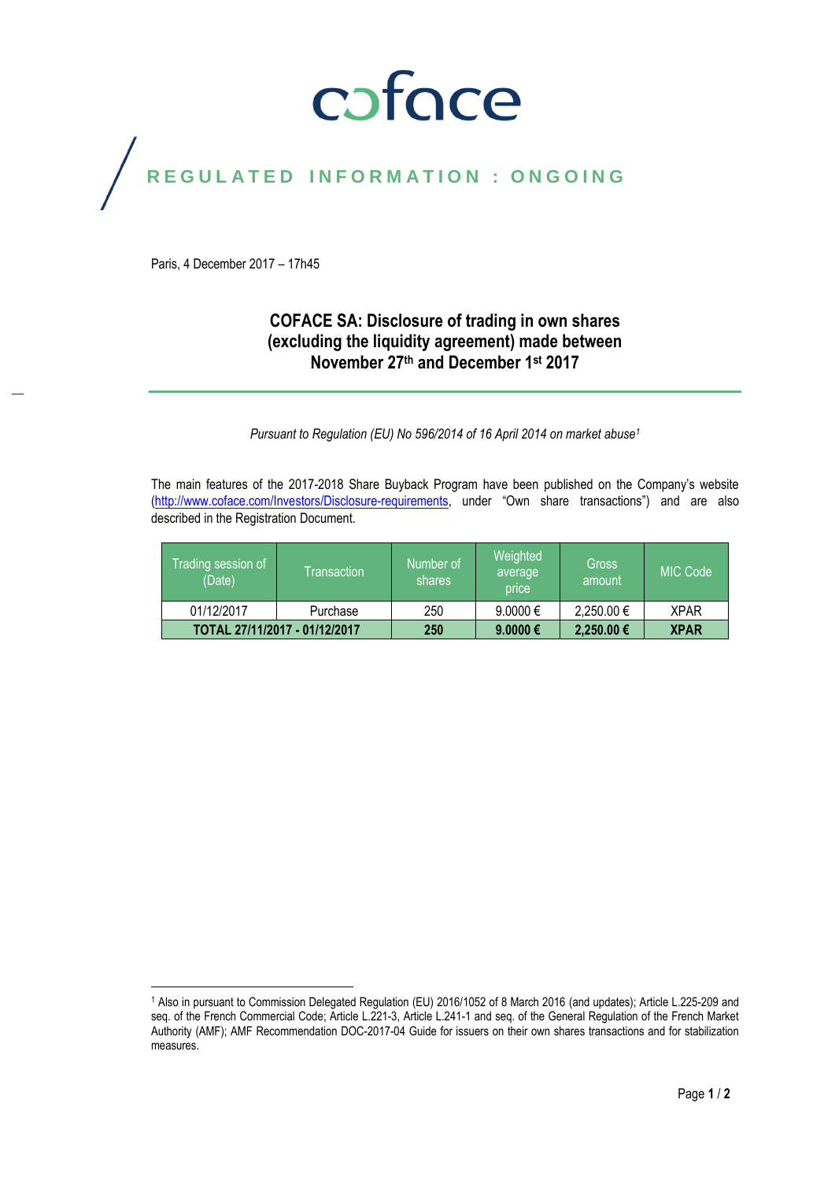coface

REGULATED INFORMATION : ONGOING

Paris, 4 December 2017 – 17h45

# COFACE SA: Disclosure of trading in own shares (excluding the liquidity agreement) made between November 27th and December 1st 2017

*Pursuant to Regulation (EU) No 596/2014 of 16 April 2014 on market abuse[1]*

The main features of the 2017-2018 Share Buyback Program have been published on the Company's website (http://www.coface.com/Investors/Disclosure-requirements, under "Own share transactions") and are also described in the Registration Document.

| Trading session of (Date) | Transaction | Number of shares | Weighted average price | Gross amount | MIC Code |
|---|---|---|---|---|---|
| 01/12/2017 | Purchase | 250 | 9.0000 € | 2,250.00 € | XPAR |
| **TOTAL 27/11/2017 - 01/12/2017** | | **250** | **9.0000 €** | **2,250.00 €** | **XPAR** |

[1] Also in pursuant to Commission Delegated Regulation (EU) 2016/1052 of 8 March 2016 (and updates); Article L.225-209 and seq. of the French Commercial Code; Article L.221-3, Article L.241-1 and seq. of the General Regulation of the French Market Authority (AMF); AMF Recommendation DOC-2017-04 Guide for issuers on their own shares transactions and for stabilization measures.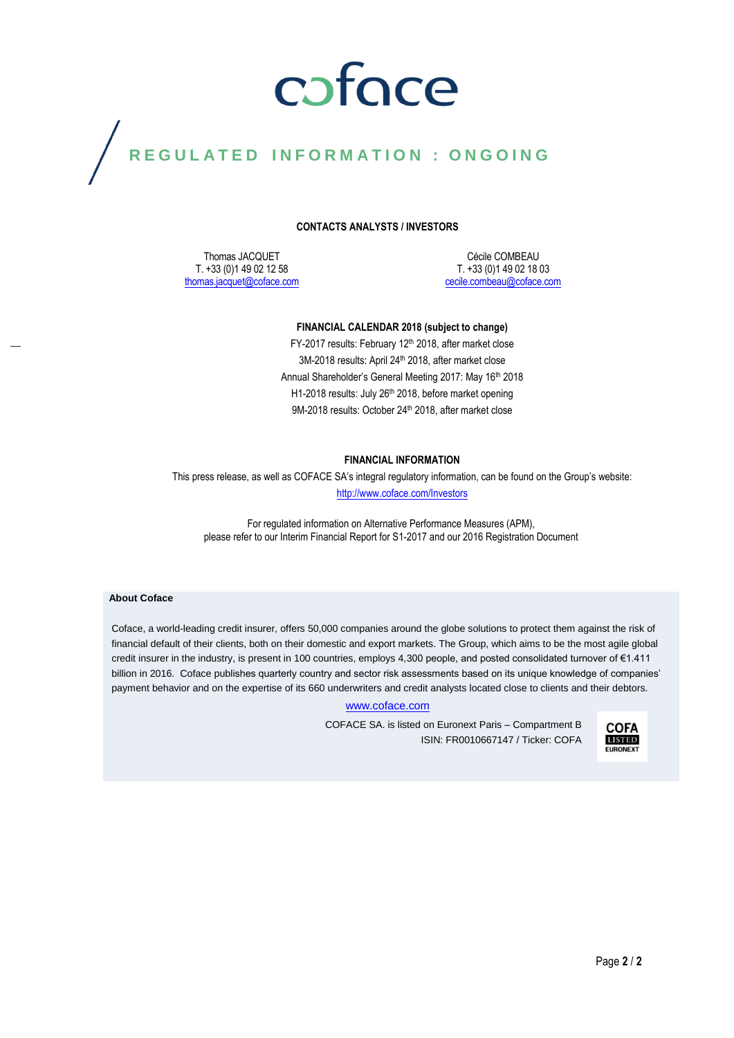# REGULATED INFORMATION : ONGOING

**CONTACTS ANALYSTS / INVESTORS**

Thomas JACQUET
T. +33 (0)1 49 02 12 58
thomas.jacquet@coface.com

Cécile COMBEAU
T. +33 (0)1 49 02 18 03
cecile.combeau@coface.com

**FINANCIAL CALENDAR 2018 (subject to change)**

FY-2017 results: February 12th 2018, after market close
3M-2018 results: April 24th 2018, after market close
Annual Shareholder's General Meeting 2017: May 16th 2018
H1-2018 results: July 26th 2018, before market opening
9M-2018 results: October 24th 2018, after market close

**FINANCIAL INFORMATION**

This press release, as well as COFACE SA's integral regulatory information, can be found on the Group's website: http://www.coface.com/Investors

For regulated information on Alternative Performance Measures (APM), please refer to our Interim Financial Report for S1-2017 and our 2016 Registration Document

**About Coface**

Coface, a world-leading credit insurer, offers 50,000 companies around the globe solutions to protect them against the risk of financial default of their clients, both on their domestic and export markets. The Group, which aims to be the most agile global credit insurer in the industry, is present in 100 countries, employs 4,300 people, and posted consolidated turnover of €1.411 billion in 2016. Coface publishes quarterly country and sector risk assessments based on its unique knowledge of companies' payment behavior and on the expertise of its 660 underwriters and credit analysts located close to clients and their debtors.

www.coface.com

COFACE SA. is listed on Euronext Paris – Compartment B
ISIN: FR0010667147 / Ticker: COFA

COFA LISTED EURONEXT